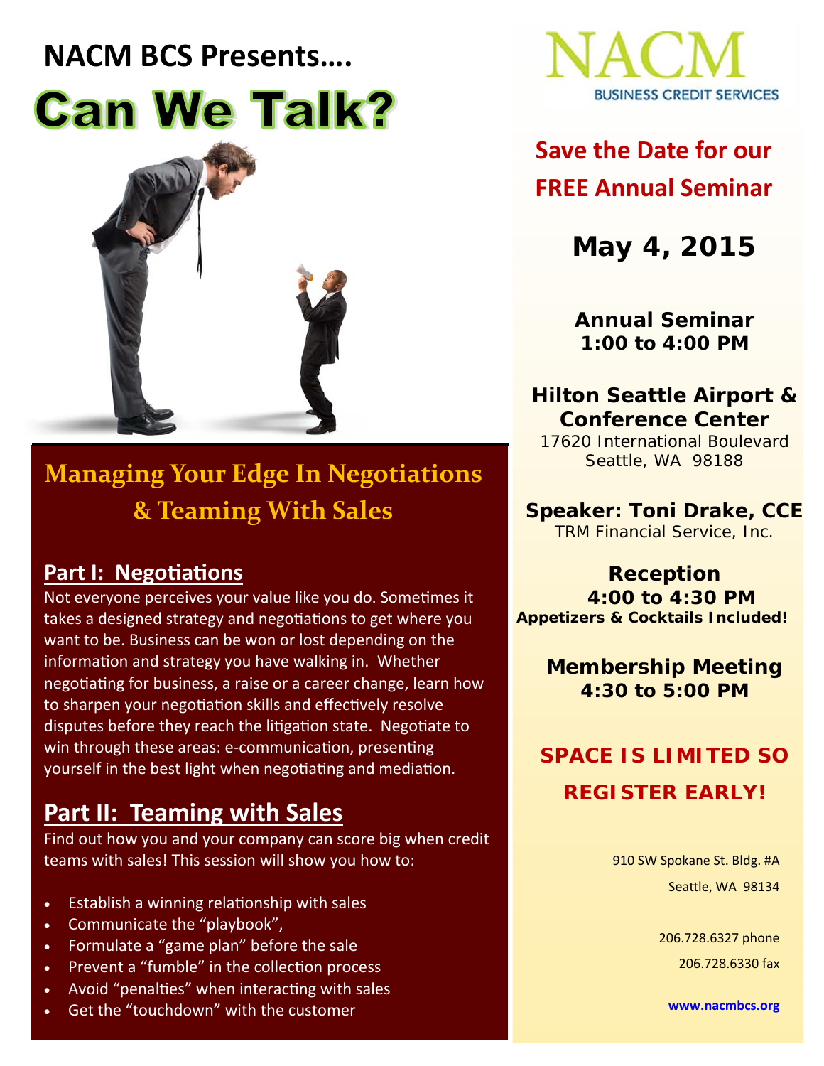# NACM BCS Presents….

# Can We Talk?

## Managing Your Edge In Negotiations & Teaming With Sales

### Part I: Negotiations

Not everyone perceives your value like you do. Sometimes it takes a designed strategy and negotiations to get where you want to be. Business can be won or lost depending on the information and strategy you have walking in. Whether negotiating for business, a raise or a career change, learn how to sharpen your negotiation skills and effectively resolve disputes before they reach the litigation state. Negotiate to win through these areas: e-communication, presenting yourself in the best light when negotiating and mediation.

### Part II: Teaming with Sales

Find out how you and your company can score big when credit teams with sales! This session will show you how to:

- Establish a winning relationship with sales
- Communicate the "playbook",
- Formulate a "game plan" before the sale
- Prevent a "fumble" in the collection process
- Avoid "penalties" when interacting with sales
- Get the "touchdown" with the customer

NACM BUSINESS CREDIT SERVICES

**Save the Date for our FREE Annual Seminar**

**May 4, 2015**

**Annual Seminar**
**1:00 to 4:00 PM**

**Hilton Seattle Airport & Conference Center**
17620 International Boulevard
Seattle, WA 98188

**Speaker: Toni Drake, CCE**
TRM Financial Service, Inc.

**Reception**
**4:00 to 4:30 PM**
**Appetizers & Cocktails Included!**

**Membership Meeting**
**4:30 to 5:00 PM**

**SPACE IS LIMITED SO REGISTER EARLY!**

910 SW Spokane St. Bldg. #A
Seattle, WA 98134

206.728.6327 phone
206.728.6330 fax

www.nacmbcs.org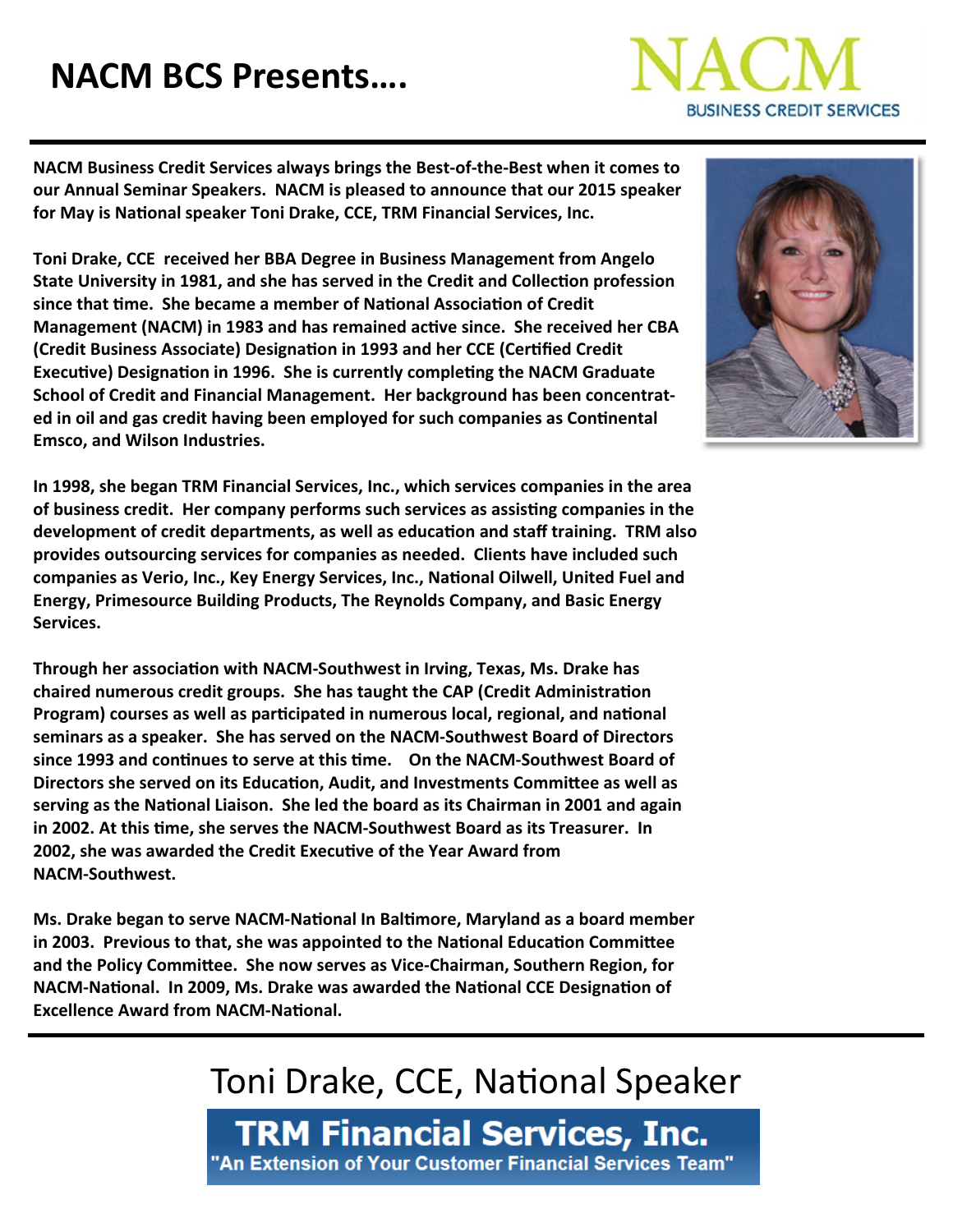# NACM BCS Presents….

NACM BUSINESS CREDIT SERVICES

**NACM Business Credit Services always brings the Best-of-the-Best when it comes to our Annual Seminar Speakers. NACM is pleased to announce that our 2015 speaker for May is National speaker Toni Drake, CCE, TRM Financial Services, Inc.**

**Toni Drake, CCE received her BBA Degree in Business Management from Angelo State University in 1981, and she has served in the Credit and Collection profession since that time. She became a member of National Association of Credit Management (NACM) in 1983 and has remained active since. She received her CBA (Credit Business Associate) Designation in 1993 and her CCE (Certified Credit Executive) Designation in 1996. She is currently completing the NACM Graduate School of Credit and Financial Management. Her background has been concentrated in oil and gas credit having been employed for such companies as Continental Emsco, and Wilson Industries.**

**In 1998, she began TRM Financial Services, Inc., which services companies in the area of business credit. Her company performs such services as assisting companies in the development of credit departments, as well as education and staff training. TRM also provides outsourcing services for companies as needed. Clients have included such companies as Verio, Inc., Key Energy Services, Inc., National Oilwell, United Fuel and Energy, Primesource Building Products, The Reynolds Company, and Basic Energy Services.**

**Through her association with NACM-Southwest in Irving, Texas, Ms. Drake has chaired numerous credit groups. She has taught the CAP (Credit Administration Program) courses as well as participated in numerous local, regional, and national seminars as a speaker. She has served on the NACM-Southwest Board of Directors since 1993 and continues to serve at this time. On the NACM-Southwest Board of Directors she served on its Education, Audit, and Investments Committee as well as serving as the National Liaison. She led the board as its Chairman in 2001 and again in 2002. At this time, she serves the NACM-Southwest Board as its Treasurer. In 2002, she was awarded the Credit Executive of the Year Award from NACM-Southwest.**

**Ms. Drake began to serve NACM-National In Baltimore, Maryland as a board member in 2003. Previous to that, she was appointed to the National Education Committee and the Policy Committee. She now serves as Vice-Chairman, Southern Region, for NACM-National. In 2009, Ms. Drake was awarded the National CCE Designation of Excellence Award from NACM-National.**

## Toni Drake, CCE, National Speaker

**TRM Financial Services, Inc.**

**"An Extension of Your Customer Financial Services Team"**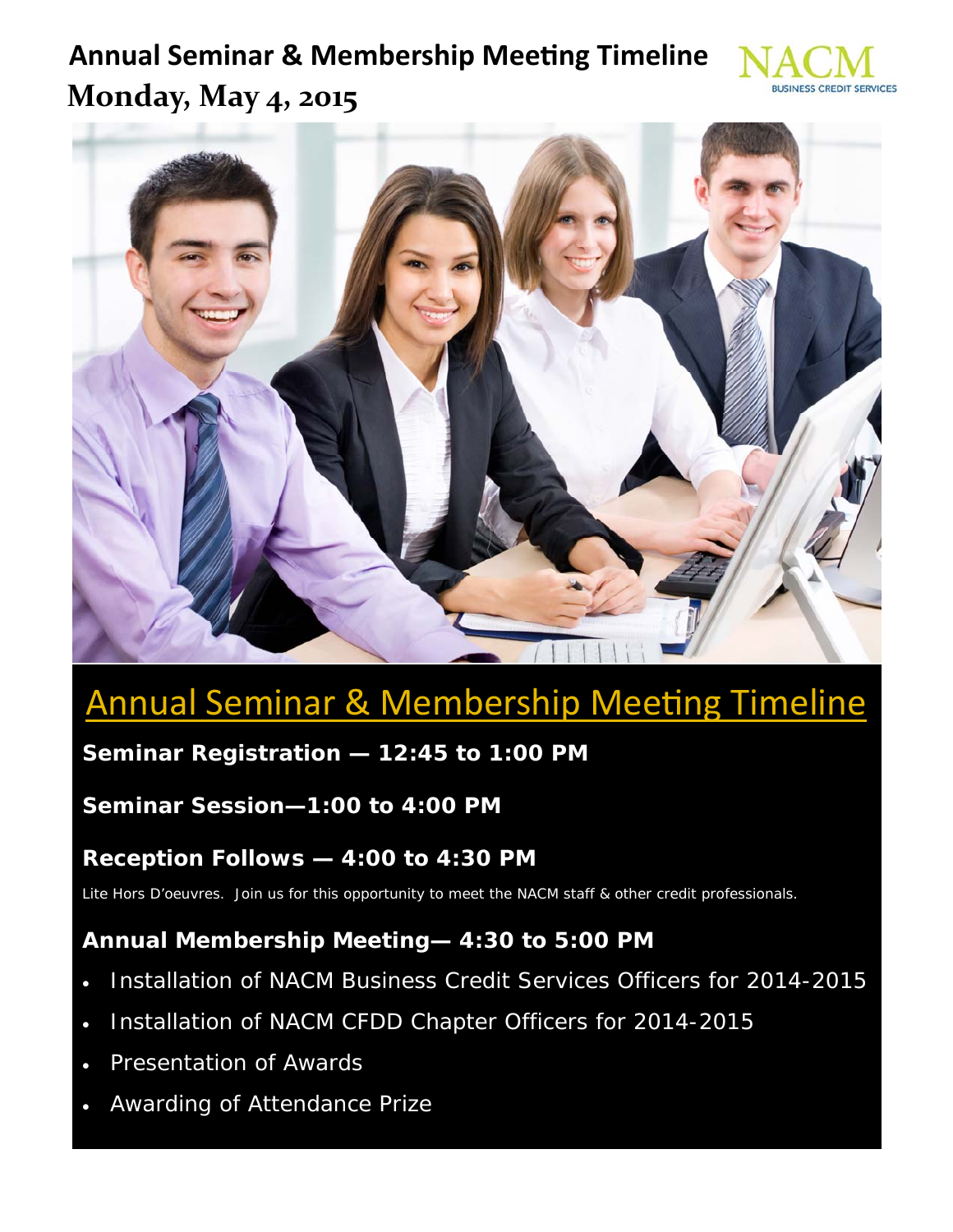# Annual Seminar & Membership Meeting Timeline

## Monday, May 4, 2015

NACM BUSINESS CREDIT SERVICES

## Annual Seminar & Membership Meeting Timeline

**Seminar Registration — 12:45 to 1:00 PM**

**Seminar Session—1:00 to 4:00 PM**

**Reception Follows — 4:00 to 4:30 PM**

Lite Hors D'oeuvres. Join us for this opportunity to meet the NACM staff & other credit professionals.

**Annual Membership Meeting— 4:30 to 5:00 PM**

- Installation of NACM Business Credit Services Officers for 2014-2015
- Installation of NACM CFDD Chapter Officers for 2014-2015
- Presentation of Awards
- Awarding of Attendance Prize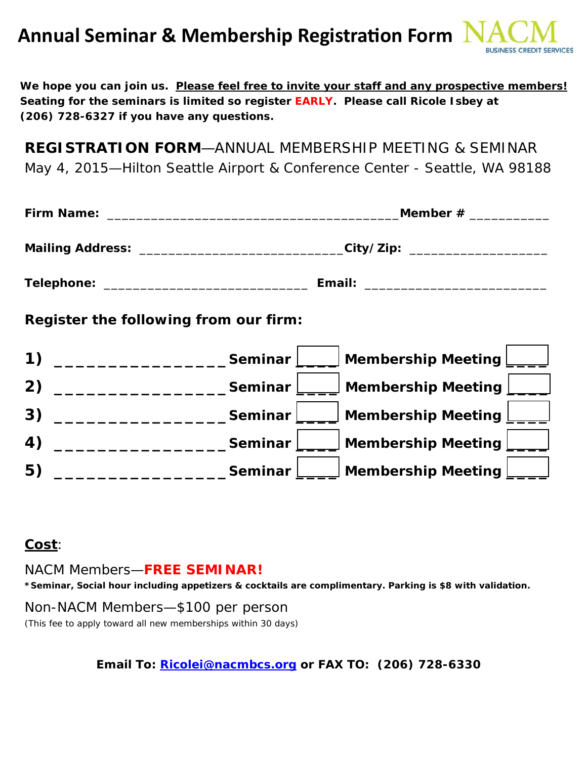# Annual Seminar & Membership Registration Form

NACM
BUSINESS CREDIT SERVICES

**We hope you can join us. Please feel free to invite your staff and any prospective members! Seating for the seminars is limited so register EARLY. Please call Ricole Isbey at (206) 728-6327 if you have any questions.**

**REGISTRATION FORM**—ANNUAL MEMBERSHIP MEETING & SEMINAR

May 4, 2015—Hilton Seattle Airport & Conference Center - Seattle, WA 98188

**Firm Name:** _______________________________________**Member #** ___________

**Mailing Address:** ____________________________**City/Zip:** ___________________

**Telephone:** ____________________________ **Email:** _________________________

**Register the following from our firm:**

**1)** _________________**Seminar** ____ **Membership Meeting** ____

**2)** _________________**Seminar** ____ **Membership Meeting** ____

**3)** _________________**Seminar** ____ **Membership Meeting** ____

**4)** _________________**Seminar** ____ **Membership Meeting** ____

**5)** _________________**Seminar** ____ **Membership Meeting** ____

**Cost**:

NACM Members—**FREE SEMINAR!**

***Seminar, Social hour including appetizers & cocktails are complimentary. Parking is $8 with validation.**

Non-NACM Members—$100 per person

(This fee to apply toward all new memberships within 30 days)

**Email To: Ricolei@nacmbcs.org or FAX TO: (206) 728-6330**